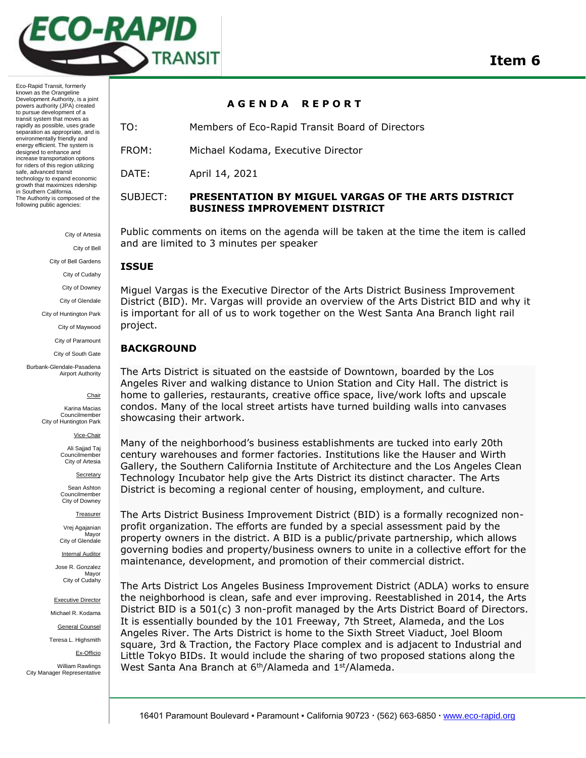# Item 6

Eco-Rapid Transit, formerly known as the Orangeline Development Authority, is a joint powers authority (JPA) created to pursue development of a transit system that moves as rapidly as possible, uses grade separation as appropriate, and is environmentally friendly and energy efficient. The system is designed to enhance and increase transportation options for riders of this region utilizing safe, advanced transit technology to expand economic growth that maximizes ridership in Southern California. The Authority is composed of the following public agencies:

City of Artesia
City of Bell
City of Bell Gardens
City of Cudahy
City of Downey
City of Glendale
City of Huntington Park
City of Maywood
City of Paramount
City of South Gate
Burbank-Glendale-Pasadena Airport Authority

Chair
Karina Macias
Councilmember
City of Huntington Park

Vice-Chair
Ali Sajjad Taj
Councilmember
City of Artesia

Secretary
Sean Ashton
Councilmember
City of Downey

Treasurer
Vrej Agajanian
Mayor
City of Glendale

Internal Auditor
Jose R. Gonzalez
Mayor
City of Cudahy

Executive Director
Michael R. Kodama

General Counsel
Teresa L. Highsmith

Ex-Officio
William Rawlings
City Manager Representative

## AGENDA REPORT

TO: Members of Eco-Rapid Transit Board of Directors

FROM: Michael Kodama, Executive Director

DATE: April 14, 2021

SUBJECT: **PRESENTATION BY MIGUEL VARGAS OF THE ARTS DISTRICT BUSINESS IMPROVEMENT DISTRICT**

Public comments on items on the agenda will be taken at the time the item is called and are limited to 3 minutes per speaker

### ISSUE

Miguel Vargas is the Executive Director of the Arts District Business Improvement District (BID). Mr. Vargas will provide an overview of the Arts District BID and why it is important for all of us to work together on the West Santa Ana Branch light rail project.

### BACKGROUND

The Arts District is situated on the eastside of Downtown, boarded by the Los Angeles River and walking distance to Union Station and City Hall. The district is home to galleries, restaurants, creative office space, live/work lofts and upscale condos. Many of the local street artists have turned building walls into canvases showcasing their artwork.

Many of the neighborhood's business establishments are tucked into early 20th century warehouses and former factories. Institutions like the Hauser and Wirth Gallery, the Southern California Institute of Architecture and the Los Angeles Clean Technology Incubator help give the Arts District its distinct character. The Arts District is becoming a regional center of housing, employment, and culture.

The Arts District Business Improvement District (BID) is a formally recognized non-profit organization. The efforts are funded by a special assessment paid by the property owners in the district. A BID is a public/private partnership, which allows governing bodies and property/business owners to unite in a collective effort for the maintenance, development, and promotion of their commercial district.

The Arts District Los Angeles Business Improvement District (ADLA) works to ensure the neighborhood is clean, safe and ever improving. Reestablished in 2014, the Arts District BID is a 501(c) 3 non-profit managed by the Arts District Board of Directors. It is essentially bounded by the 101 Freeway, 7th Street, Alameda, and the Los Angeles River. The Arts District is home to the Sixth Street Viaduct, Joel Bloom square, 3rd & Traction, the Factory Place complex and is adjacent to Industrial and Little Tokyo BIDs. It would include the sharing of two proposed stations along the West Santa Ana Branch at 6th/Alameda and 1st/Alameda.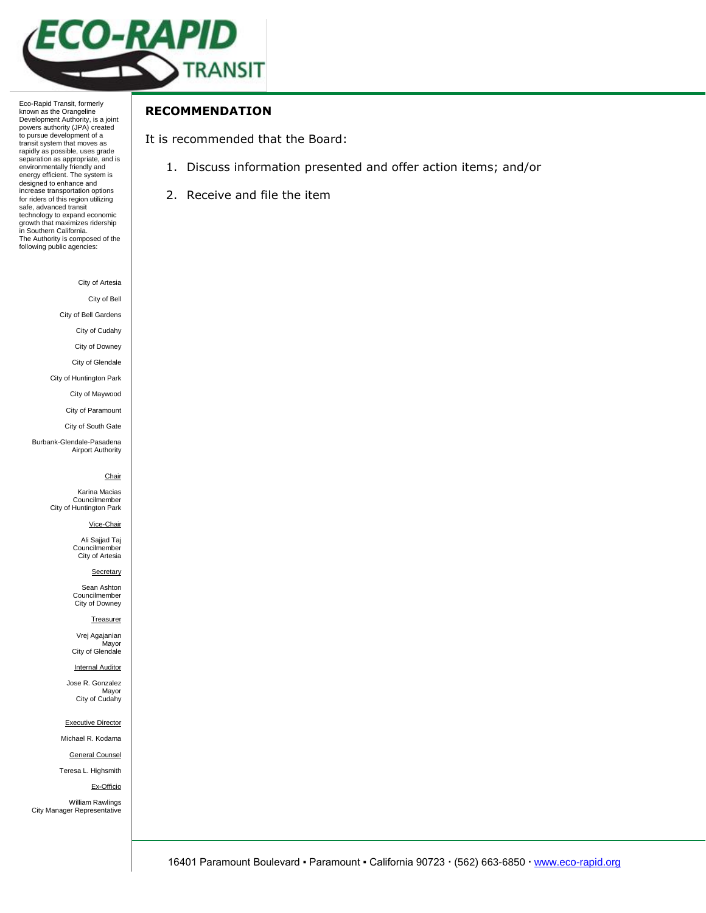Eco-Rapid Transit, formerly known as the Orangeline Development Authority, is a joint powers authority (JPA) created to pursue development of a transit system that moves as rapidly as possible, uses grade separation as appropriate, and is environmentally friendly and energy efficient. The system is designed to enhance and increase transportation options for riders of this region utilizing safe, advanced transit technology to expand economic growth that maximizes ridership in Southern California.
The Authority is composed of the following public agencies:

City of Artesia

City of Bell

City of Bell Gardens

City of Cudahy

City of Downey

City of Glendale

City of Huntington Park

City of Maywood

City of Paramount

City of South Gate

Burbank-Glendale-Pasadena Airport Authority

Chair

Karina Macias
Councilmember
City of Huntington Park

Vice-Chair

Ali Sajjad Taj
Councilmember
City of Artesia

Secretary

Sean Ashton
Councilmember
City of Downey

Treasurer

Vrej Agajanian
Mayor
City of Glendale

Internal Auditor

Jose R. Gonzalez
Mayor
City of Cudahy

Executive Director

Michael R. Kodama

General Counsel

Teresa L. Highsmith

Ex-Officio

William Rawlings
City Manager Representative

## RECOMMENDATION

It is recommended that the Board:

1. Discuss information presented and offer action items; and/or
2. Receive and file the item

16401 Paramount Boulevard ▪ Paramount ▪ California 90723 · (562) 663-6850 · www.eco-rapid.org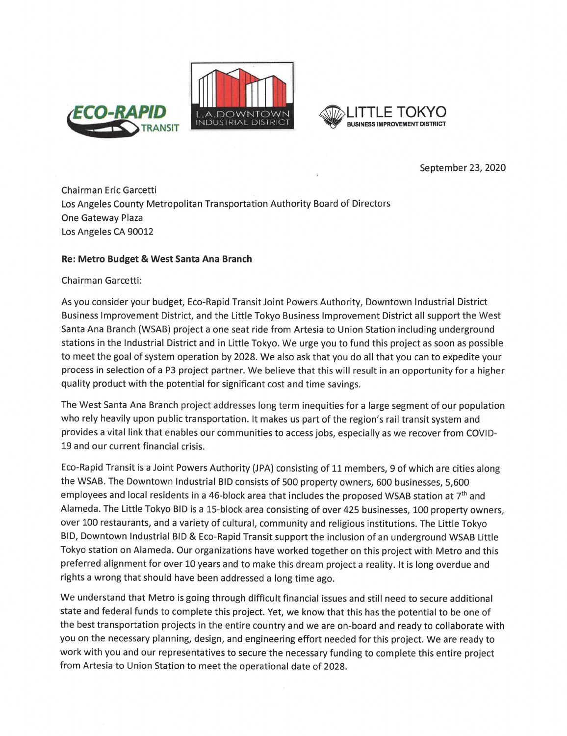ECO-RAPID TRANSIT

L.A. DOWNTOWN INDUSTRIAL DISTRICT

LITTLE TOKYO BUSINESS IMPROVEMENT DISTRICT

September 23, 2020

Chairman Eric Garcetti
Los Angeles County Metropolitan Transportation Authority Board of Directors
One Gateway Plaza
Los Angeles CA 90012

**Re: Metro Budget & West Santa Ana Branch**

Chairman Garcetti:

As you consider your budget, Eco-Rapid Transit Joint Powers Authority, Downtown Industrial District Business Improvement District, and the Little Tokyo Business Improvement District all support the West Santa Ana Branch (WSAB) project a one seat ride from Artesia to Union Station including underground stations in the Industrial District and in Little Tokyo. We urge you to fund this project as soon as possible to meet the goal of system operation by 2028. We also ask that you do all that you can to expedite your process in selection of a P3 project partner. We believe that this will result in an opportunity for a higher quality product with the potential for significant cost and time savings.

The West Santa Ana Branch project addresses long term inequities for a large segment of our population who rely heavily upon public transportation. It makes us part of the region's rail transit system and provides a vital link that enables our communities to access jobs, especially as we recover from COVID-19 and our current financial crisis.

Eco-Rapid Transit is a Joint Powers Authority (JPA) consisting of 11 members, 9 of which are cities along the WSAB. The Downtown Industrial BID consists of 500 property owners, 600 businesses, 5,600 employees and local residents in a 46-block area that includes the proposed WSAB station at 7th and Alameda. The Little Tokyo BID is a 15-block area consisting of over 425 businesses, 100 property owners, over 100 restaurants, and a variety of cultural, community and religious institutions. The Little Tokyo BID, Downtown Industrial BID & Eco-Rapid Transit support the inclusion of an underground WSAB Little Tokyo station on Alameda. Our organizations have worked together on this project with Metro and this preferred alignment for over 10 years and to make this dream project a reality. It is long overdue and rights a wrong that should have been addressed a long time ago.

We understand that Metro is going through difficult financial issues and still need to secure additional state and federal funds to complete this project. Yet, we know that this has the potential to be one of the best transportation projects in the entire country and we are on-board and ready to collaborate with you on the necessary planning, design, and engineering effort needed for this project. We are ready to work with you and our representatives to secure the necessary funding to complete this entire project from Artesia to Union Station to meet the operational date of 2028.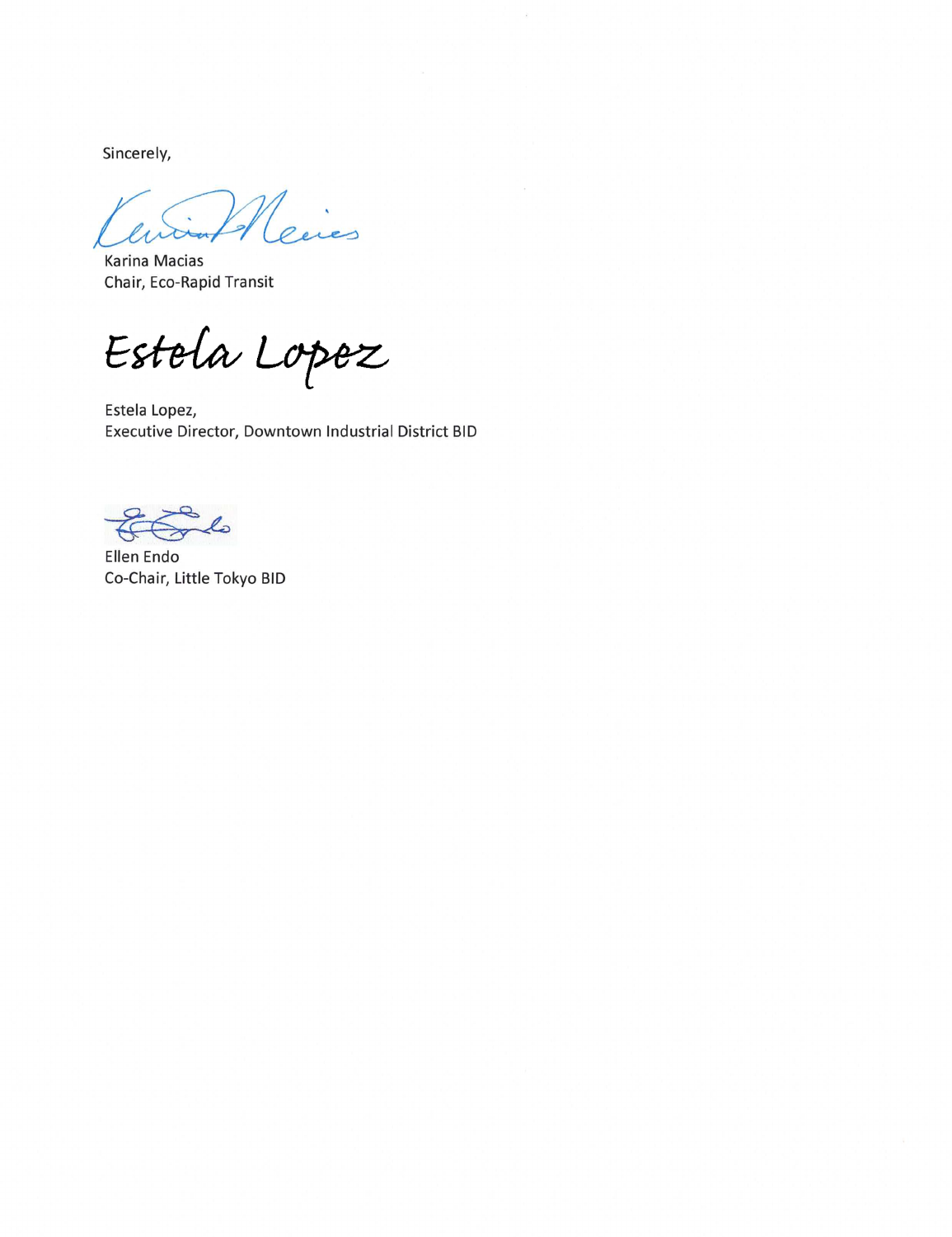Sincerely,

Karina Macias
Chair, Eco-Rapid Transit

Estela Lopez

Estela Lopez,
Executive Director, Downtown Industrial District BID

Ellen Endo
Co-Chair, Little Tokyo BID